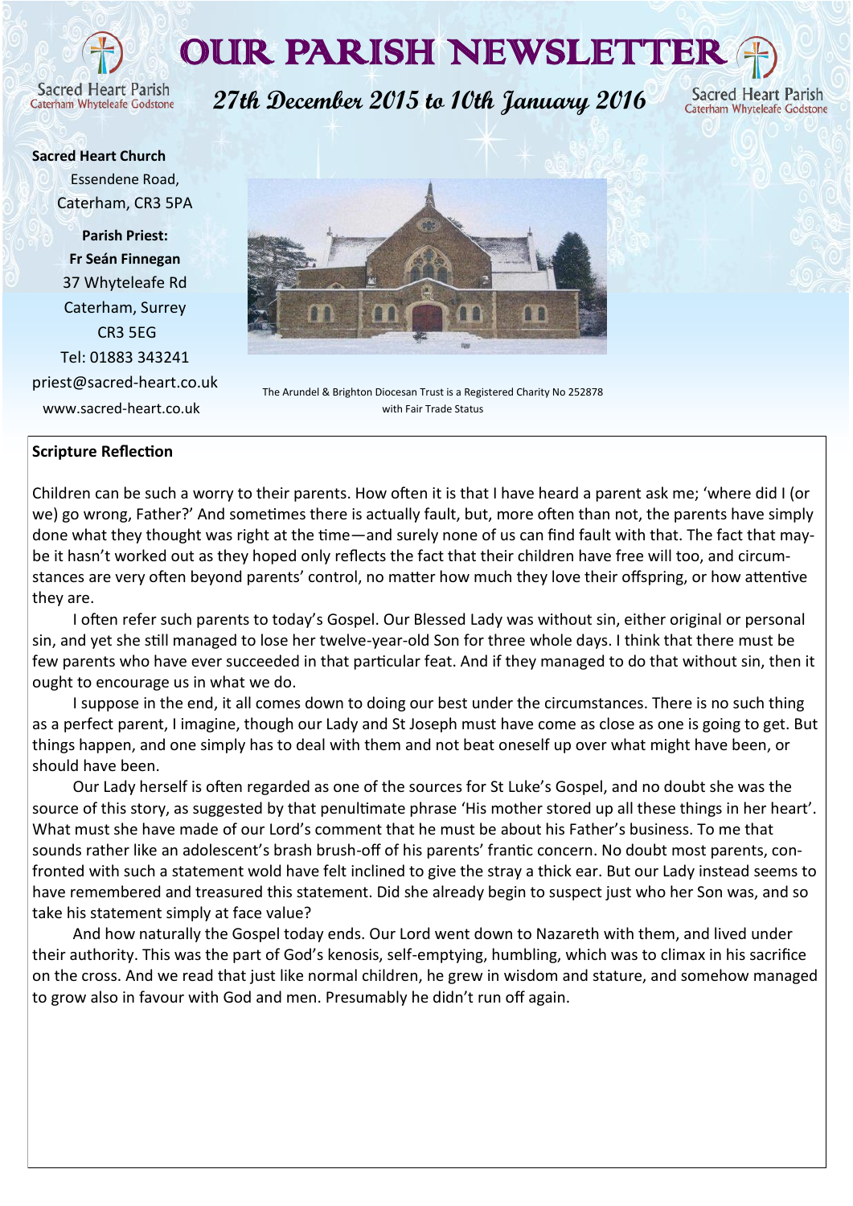# OUR PARISH NEWSLETTER

Sacred Heart Parish
Caterham Whyteleafe Godstone

## 27th December 2015 to 10th January 2016

**Sacred Heart Church**
Essendene Road,
Caterham, CR3 5PA

**Parish Priest:**
**Fr Seán Finnegan**
37 Whyteleafe Rd
Caterham, Surrey
CR3 5EG
Tel: 01883 343241
priest@sacred-heart.co.uk
www.sacred-heart.co.uk

The Arundel & Brighton Diocesan Trust is a Registered Charity No 252878
with Fair Trade Status

### Scripture Reflection

Children can be such a worry to their parents. How often it is that I have heard a parent ask me; 'where did I (or we) go wrong, Father?' And sometimes there is actually fault, but, more often than not, the parents have simply done what they thought was right at the time—and surely none of us can find fault with that. The fact that maybe it hasn't worked out as they hoped only reflects the fact that their children have free will too, and circumstances are very often beyond parents' control, no matter how much they love their offspring, or how attentive they are.

I often refer such parents to today's Gospel. Our Blessed Lady was without sin, either original or personal sin, and yet she still managed to lose her twelve-year-old Son for three whole days. I think that there must be few parents who have ever succeeded in that particular feat. And if they managed to do that without sin, then it ought to encourage us in what we do.

I suppose in the end, it all comes down to doing our best under the circumstances. There is no such thing as a perfect parent, I imagine, though our Lady and St Joseph must have come as close as one is going to get. But things happen, and one simply has to deal with them and not beat oneself up over what might have been, or should have been.

Our Lady herself is often regarded as one of the sources for St Luke's Gospel, and no doubt she was the source of this story, as suggested by that penultimate phrase 'His mother stored up all these things in her heart'. What must she have made of our Lord's comment that he must be about his Father's business. To me that sounds rather like an adolescent's brash brush-off of his parents' frantic concern. No doubt most parents, confronted with such a statement wold have felt inclined to give the stray a thick ear. But our Lady instead seems to have remembered and treasured this statement. Did she already begin to suspect just who her Son was, and so take his statement simply at face value?

And how naturally the Gospel today ends. Our Lord went down to Nazareth with them, and lived under their authority. This was the part of God's kenosis, self-emptying, humbling, which was to climax in his sacrifice on the cross. And we read that just like normal children, he grew in wisdom and stature, and somehow managed to grow also in favour with God and men. Presumably he didn't run off again.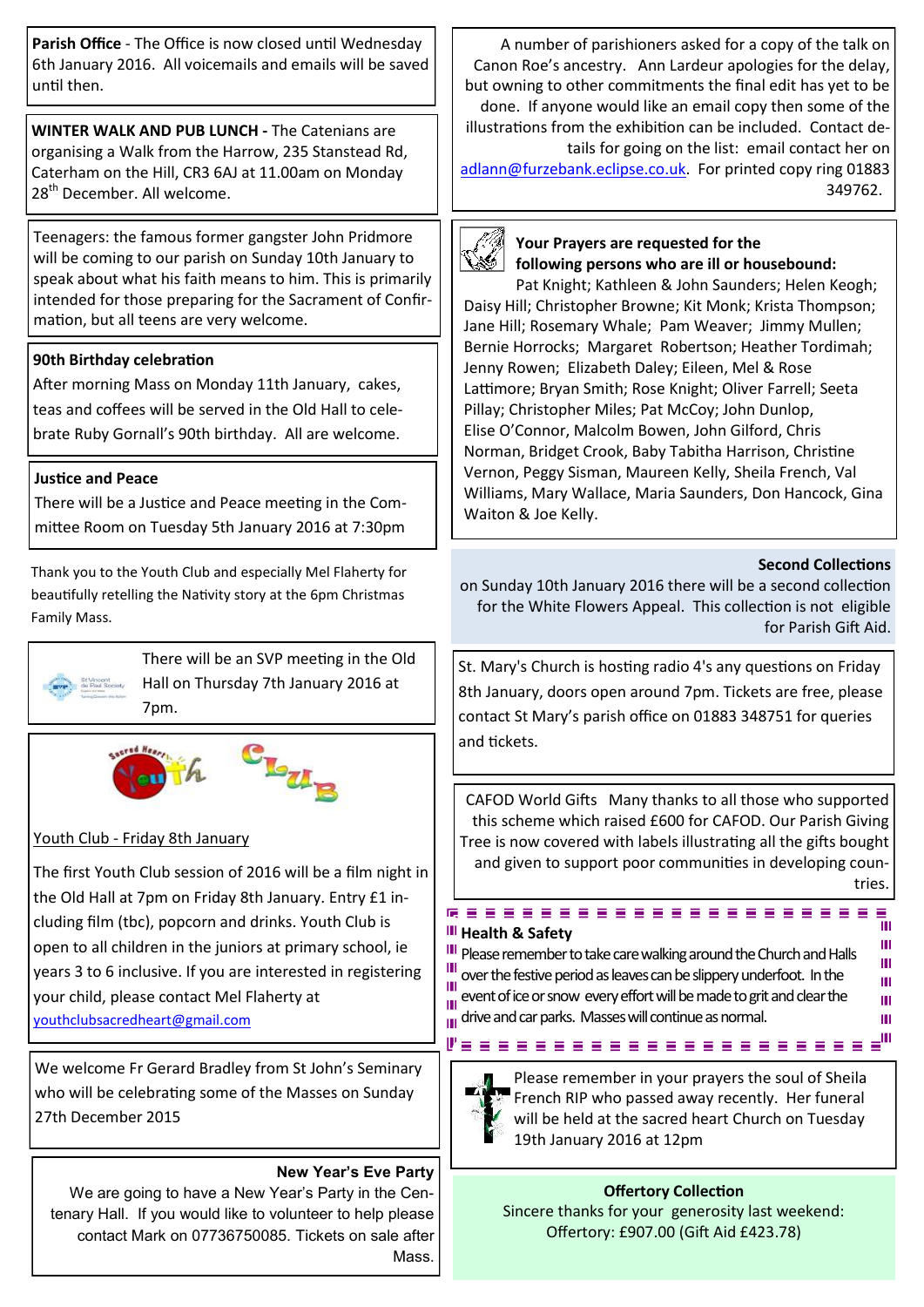**Parish Office** - The Office is now closed until Wednesday 6th January 2016. All voicemails and emails will be saved until then.

**WINTER WALK AND PUB LUNCH -** The Catenians are organising a Walk from the Harrow, 235 Stanstead Rd, Caterham on the Hill, CR3 6AJ at 11.00am on Monday 28th December. All welcome.

Teenagers: the famous former gangster John Pridmore will be coming to our parish on Sunday 10th January to speak about what his faith means to him. This is primarily intended for those preparing for the Sacrament of Confirmation, but all teens are very welcome.

**90th Birthday celebration**

After morning Mass on Monday 11th January, cakes, teas and coffees will be served in the Old Hall to celebrate Ruby Gornall's 90th birthday. All are welcome.

**Justice and Peace**

There will be a Justice and Peace meeting in the Committee Room on Tuesday 5th January 2016 at 7:30pm

Thank you to the Youth Club and especially Mel Flaherty for beautifully retelling the Nativity story at the 6pm Christmas Family Mass.

There will be an SVP meeting in the Old Hall on Thursday 7th January 2016 at 7pm.

Sacred Heart Youth Club

Youth Club - Friday 8th January

The first Youth Club session of 2016 will be a film night in the Old Hall at 7pm on Friday 8th January. Entry £1 including film (tbc), popcorn and drinks. Youth Club is open to all children in the juniors at primary school, ie years 3 to 6 inclusive. If you are interested in registering your child, please contact Mel Flaherty at youthclubsacredheart@gmail.com

We welcome Fr Gerard Bradley from St John's Seminary who will be celebrating some of the Masses on Sunday 27th December 2015

**New Year's Eve Party**

We are going to have a New Year's Party in the Centenary Hall. If you would like to volunteer to help please contact Mark on 07736750085. Tickets on sale after Mass.

A number of parishioners asked for a copy of the talk on Canon Roe's ancestry. Ann Lardeur apologies for the delay, but owning to other commitments the final edit has yet to be done. If anyone would like an email copy then some of the illustrations from the exhibition can be included. Contact details for going on the list: email contact her on adlann@furzebank.eclipse.co.uk. For printed copy ring 01883 349762.

**Your Prayers are requested for the following persons who are ill or housebound:**

Pat Knight; Kathleen & John Saunders; Helen Keogh; Daisy Hill; Christopher Browne; Kit Monk; Krista Thompson; Jane Hill; Rosemary Whale; Pam Weaver; Jimmy Mullen; Bernie Horrocks; Margaret Robertson; Heather Tordimah; Jenny Rowen; Elizabeth Daley; Eileen, Mel & Rose Lattimore; Bryan Smith; Rose Knight; Oliver Farrell; Seeta Pillay; Christopher Miles; Pat McCoy; John Dunlop, Elise O'Connor, Malcolm Bowen, John Gilford, Chris Norman, Bridget Crook, Baby Tabitha Harrison, Christine Vernon, Peggy Sisman, Maureen Kelly, Sheila French, Val Williams, Mary Wallace, Maria Saunders, Don Hancock, Gina Waiton & Joe Kelly.

**Second Collections**

on Sunday 10th January 2016 there will be a second collection for the White Flowers Appeal. This collection is not eligible for Parish Gift Aid.

St. Mary's Church is hosting radio 4's any questions on Friday 8th January, doors open around 7pm. Tickets are free, please contact St Mary's parish office on 01883 348751 for queries and tickets.

CAFOD World Gifts Many thanks to all those who supported this scheme which raised £600 for CAFOD. Our Parish Giving Tree is now covered with labels illustrating all the gifts bought and given to support poor communities in developing countries.

**Health & Safety**

Please remember to take care walking around the Church and Halls over the festive period as leaves can be slippery underfoot. In the event of ice or snow every effort will be made to grit and clear the drive and car parks. Masses will continue as normal.

Please remember in your prayers the soul of Sheila French RIP who passed away recently. Her funeral will be held at the sacred heart Church on Tuesday 19th January 2016 at 12pm

**Offertory Collection**

Sincere thanks for your generosity last weekend:
Offertory: £907.00 (Gift Aid £423.78)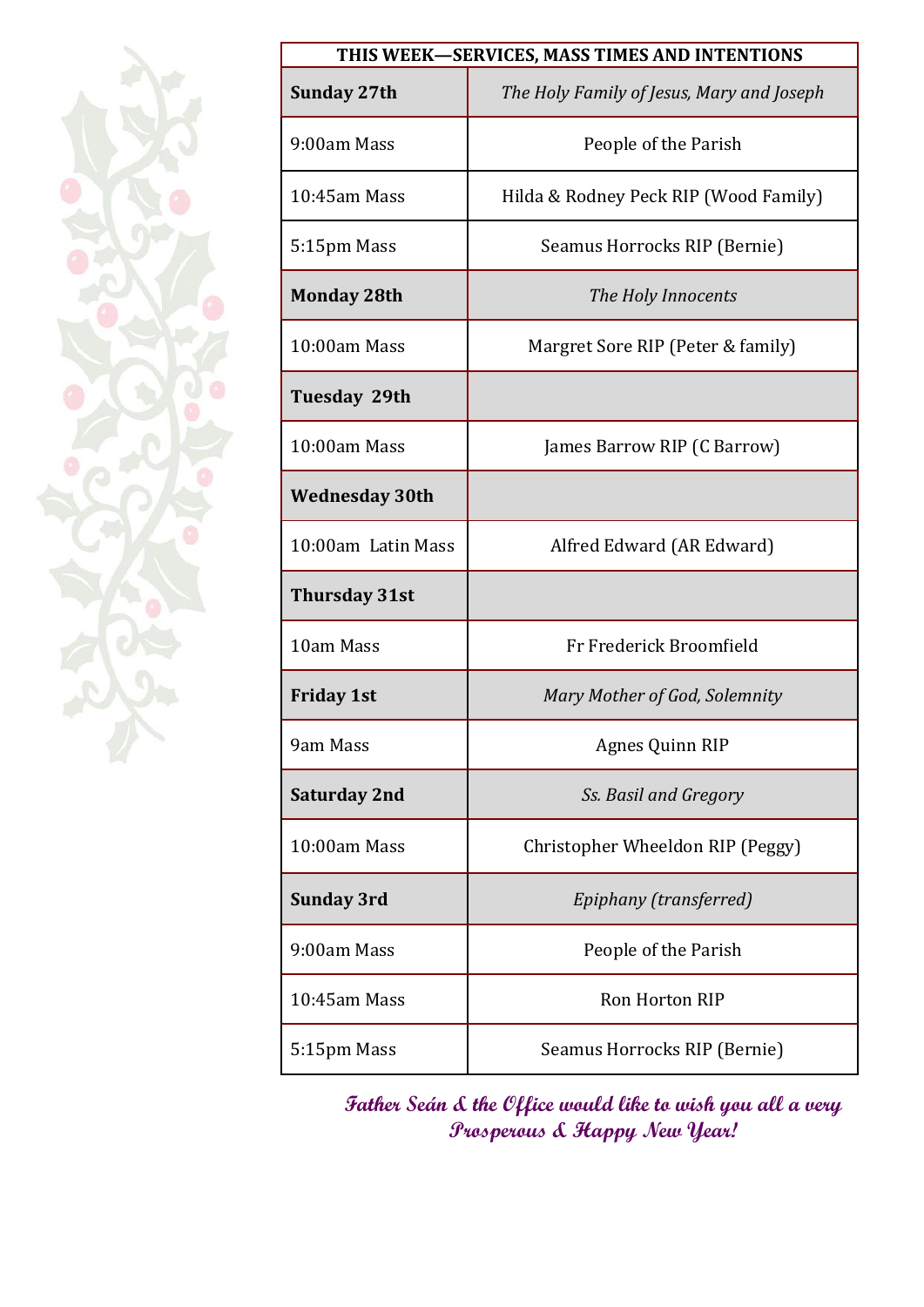| THIS WEEK—SERVICES, MASS TIMES AND INTENTIONS | |
|---|---|
| **Sunday 27th** | *The Holy Family of Jesus, Mary and Joseph* |
| 9:00am Mass | People of the Parish |
| 10:45am Mass | Hilda & Rodney Peck RIP (Wood Family) |
| 5:15pm Mass | Seamus Horrocks RIP (Bernie) |
| **Monday 28th** | *The Holy Innocents* |
| 10:00am Mass | Margret Sore RIP (Peter & family) |
| **Tuesday 29th** | |
| 10:00am Mass | James Barrow RIP (C Barrow) |
| **Wednesday 30th** | |
| 10:00am Latin Mass | Alfred Edward (AR Edward) |
| **Thursday 31st** | |
| 10am Mass | Fr Frederick Broomfield |
| **Friday 1st** | *Mary Mother of God, Solemnity* |
| 9am Mass | Agnes Quinn RIP |
| **Saturday 2nd** | *Ss. Basil and Gregory* |
| 10:00am Mass | Christopher Wheeldon RIP (Peggy) |
| **Sunday 3rd** | *Epiphany (transferred)* |
| 9:00am Mass | People of the Parish |
| 10:45am Mass | Ron Horton RIP |
| 5:15pm Mass | Seamus Horrocks RIP (Bernie) |

**Father Seán & the Office would like to wish you all a very Prosperous & Happy New Year!**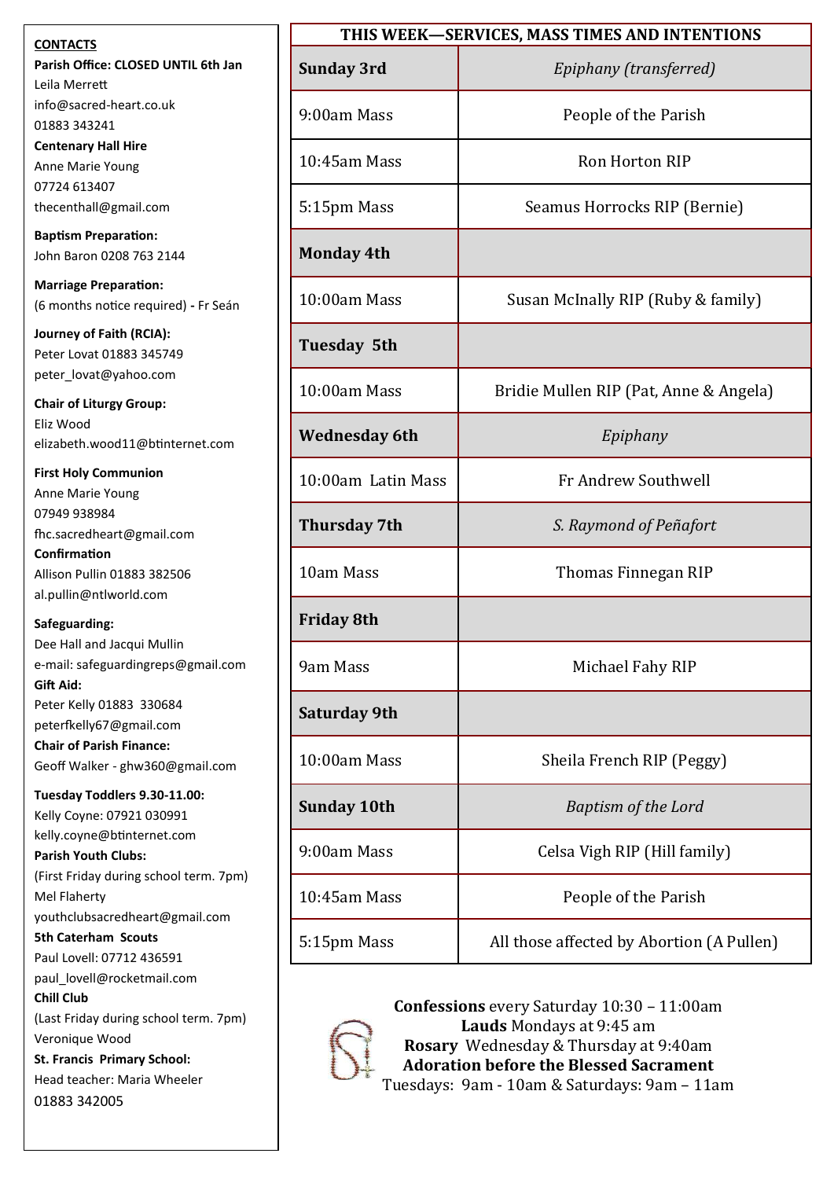**CONTACTS**

**Parish Office: CLOSED UNTIL 6th Jan**
Leila Merrett
info@sacred-heart.co.uk
01883 343241

**Centenary Hall Hire**
Anne Marie Young
07724 613407
thecenthall@gmail.com

**Baptism Preparation:**
John Baron 0208 763 2144

**Marriage Preparation:**
(6 months notice required) **-** Fr Seán

**Journey of Faith (RCIA):**
Peter Lovat 01883 345749
peter_lovat@yahoo.com

**Chair of Liturgy Group:**
Eliz Wood
elizabeth.wood11@btinternet.com

**First Holy Communion**
Anne Marie Young
07949 938984
fhc.sacredheart@gmail.com

**Confirmation**
Allison Pullin 01883 382506
al.pullin@ntlworld.com

**Safeguarding:**
Dee Hall and Jacqui Mullin
e-mail: safeguardingreps@gmail.com

**Gift Aid:**
Peter Kelly 01883 330684
peterfkelly67@gmail.com

**Chair of Parish Finance:**
Geoff Walker - ghw360@gmail.com

**Tuesday Toddlers 9.30-11.00:**
Kelly Coyne: 07921 030991
kelly.coyne@btinternet.com

**Parish Youth Clubs:**
(First Friday during school term. 7pm)
Mel Flaherty
youthclubsacredheart@gmail.com

**5th Caterham Scouts**
Paul Lovell: 07712 436591
paul_lovell@rocketmail.com

**Chill Club**
(Last Friday during school term. 7pm)
Veronique Wood

**St. Francis Primary School:**
Head teacher: Maria Wheeler
01883 342005

## THIS WEEK—SERVICES, MASS TIMES AND INTENTIONS

| | |
|---|---|
| **Sunday 3rd** | *Epiphany (transferred)* |
| 9:00am Mass | People of the Parish |
| 10:45am Mass | Ron Horton RIP |
| 5:15pm Mass | Seamus Horrocks RIP (Bernie) |
| **Monday 4th** | |
| 10:00am Mass | Susan McInally RIP (Ruby & family) |
| **Tuesday 5th** | |
| 10:00am Mass | Bridie Mullen RIP (Pat, Anne & Angela) |
| **Wednesday 6th** | *Epiphany* |
| 10:00am Latin Mass | Fr Andrew Southwell |
| **Thursday 7th** | *S. Raymond of Peñafort* |
| 10am Mass | Thomas Finnegan RIP |
| **Friday 8th** | |
| 9am Mass | Michael Fahy RIP |
| **Saturday 9th** | |
| 10:00am Mass | Sheila French RIP (Peggy) |
| **Sunday 10th** | *Baptism of the Lord* |
| 9:00am Mass | Celsa Vigh RIP (Hill family) |
| 10:45am Mass | People of the Parish |
| 5:15pm Mass | All those affected by Abortion (A Pullen) |

**Confessions** every Saturday 10:30 – 11:00am
**Lauds** Mondays at 9:45 am
**Rosary** Wednesday & Thursday at 9:40am
**Adoration before the Blessed Sacrament**
Tuesdays: 9am - 10am & Saturdays: 9am – 11am